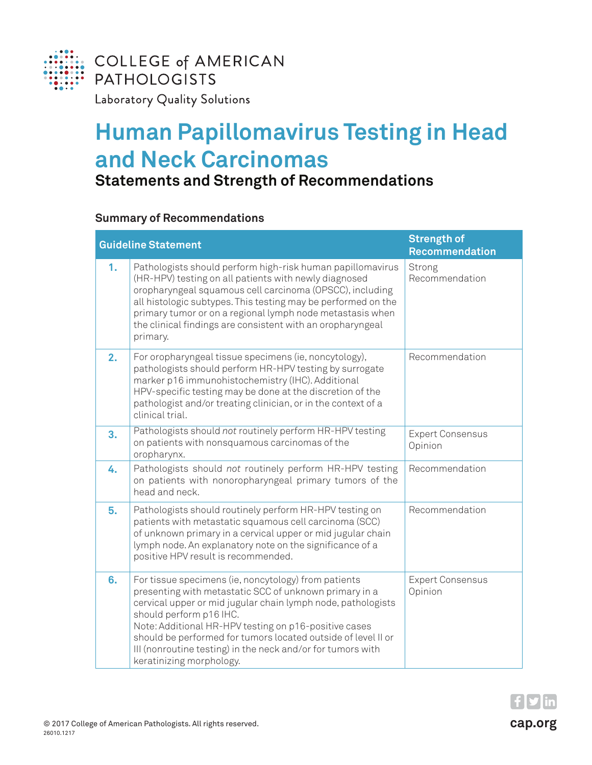COLLEGE of AMERICAN PATHOLOGISTS

Laboratory Quality Solutions

# Human Papillomavirus Testing in Head and Neck Carcinomas

## Statements and Strength of Recommendations

### Summary of Recommendations

| | Guideline Statement | Strength of Recommendation |
|---|---|---|
| **1.** | Pathologists should perform high-risk human papillomavirus (HR-HPV) testing on all patients with newly diagnosed oropharyngeal squamous cell carcinoma (OPSCC), including all histologic subtypes. This testing may be performed on the primary tumor or on a regional lymph node metastasis when the clinical findings are consistent with an oropharyngeal primary. | Strong Recommendation |
| **2.** | For oropharyngeal tissue specimens (ie, noncytology), pathologists should perform HR-HPV testing by surrogate marker p16 immunohistochemistry (IHC). Additional HPV-specific testing may be done at the discretion of the pathologist and/or treating clinician, or in the context of a clinical trial. | Recommendation |
| **3.** | Pathologists should *not* routinely perform HR-HPV testing on patients with nonsquamous carcinomas of the oropharynx. | Expert Consensus Opinion |
| **4.** | Pathologists should *not* routinely perform HR-HPV testing on patients with nonoropharyngeal primary tumors of the head and neck. | Recommendation |
| **5.** | Pathologists should routinely perform HR-HPV testing on patients with metastatic squamous cell carcinoma (SCC) of unknown primary in a cervical upper or mid jugular chain lymph node. An explanatory note on the significance of a positive HPV result is recommended. | Recommendation |
| **6.** | For tissue specimens (ie, noncytology) from patients presenting with metastatic SCC of unknown primary in a cervical upper or mid jugular chain lymph node, pathologists should perform p16 IHC.<br>Note: Additional HR-HPV testing on p16-positive cases should be performed for tumors located outside of level II or III (nonroutine testing) in the neck and/or for tumors with keratinizing morphology. | Expert Consensus Opinion |

© 2017 College of American Pathologists. All rights reserved.
26010.1217

cap.org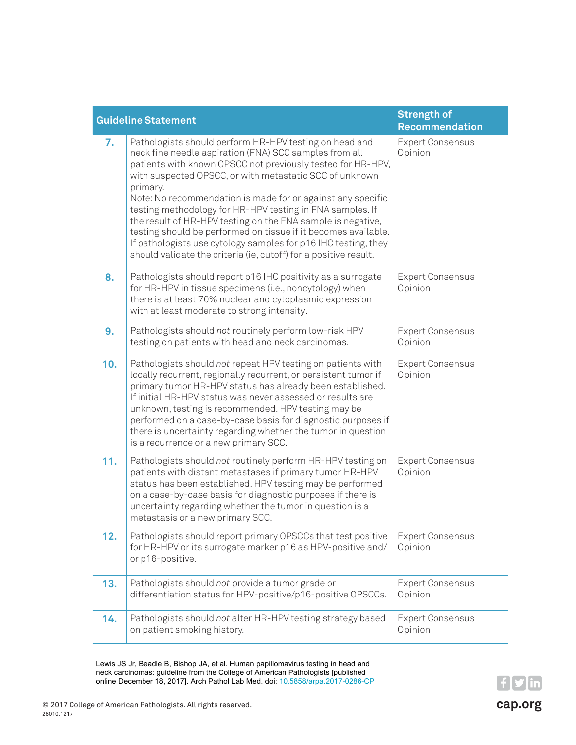| | Guideline Statement | Strength of Recommendation |
|---|---|---|
| **7.** | Pathologists should perform HR-HPV testing on head and neck fine needle aspiration (FNA) SCC samples from all patients with known OPSCC not previously tested for HR-HPV, with suspected OPSCC, or with metastatic SCC of unknown primary.<br>Note: No recommendation is made for or against any specific testing methodology for HR-HPV testing in FNA samples. If the result of HR-HPV testing on the FNA sample is negative, testing should be performed on tissue if it becomes available. If pathologists use cytology samples for p16 IHC testing, they should validate the criteria (ie, cutoff) for a positive result. | Expert Consensus Opinion |
| **8.** | Pathologists should report p16 IHC positivity as a surrogate for HR-HPV in tissue specimens (i.e., noncytology) when there is at least 70% nuclear and cytoplasmic expression with at least moderate to strong intensity. | Expert Consensus Opinion |
| **9.** | Pathologists should *not* routinely perform low-risk HPV testing on patients with head and neck carcinomas. | Expert Consensus Opinion |
| **10.** | Pathologists should *not* repeat HPV testing on patients with locally recurrent, regionally recurrent, or persistent tumor if primary tumor HR-HPV status has already been established. If initial HR-HPV status was never assessed or results are unknown, testing is recommended. HPV testing may be performed on a case-by-case basis for diagnostic purposes if there is uncertainty regarding whether the tumor in question is a recurrence or a new primary SCC. | Expert Consensus Opinion |
| **11.** | Pathologists should *not* routinely perform HR-HPV testing on patients with distant metastases if primary tumor HR-HPV status has been established. HPV testing may be performed on a case-by-case basis for diagnostic purposes if there is uncertainty regarding whether the tumor in question is a metastasis or a new primary SCC. | Expert Consensus Opinion |
| **12.** | Pathologists should report primary OPSCCs that test positive for HR-HPV or its surrogate marker p16 as HPV-positive and/or p16-positive. | Expert Consensus Opinion |
| **13.** | Pathologists should *not* provide a tumor grade or differentiation status for HPV-positive/p16-positive OPSCCs. | Expert Consensus Opinion |
| **14.** | Pathologists should *not* alter HR-HPV testing strategy based on patient smoking history. | Expert Consensus Opinion |

Lewis JS Jr, Beadle B, Bishop JA, et al. Human papillomavirus testing in head and neck carcinomas: guideline from the College of American Pathologists [published online December 18, 2017]. Arch Pathol Lab Med. doi: 10.5858/arpa.2017-0286-CP

© 2017 College of American Pathologists. All rights reserved.
26010.1217

cap.org